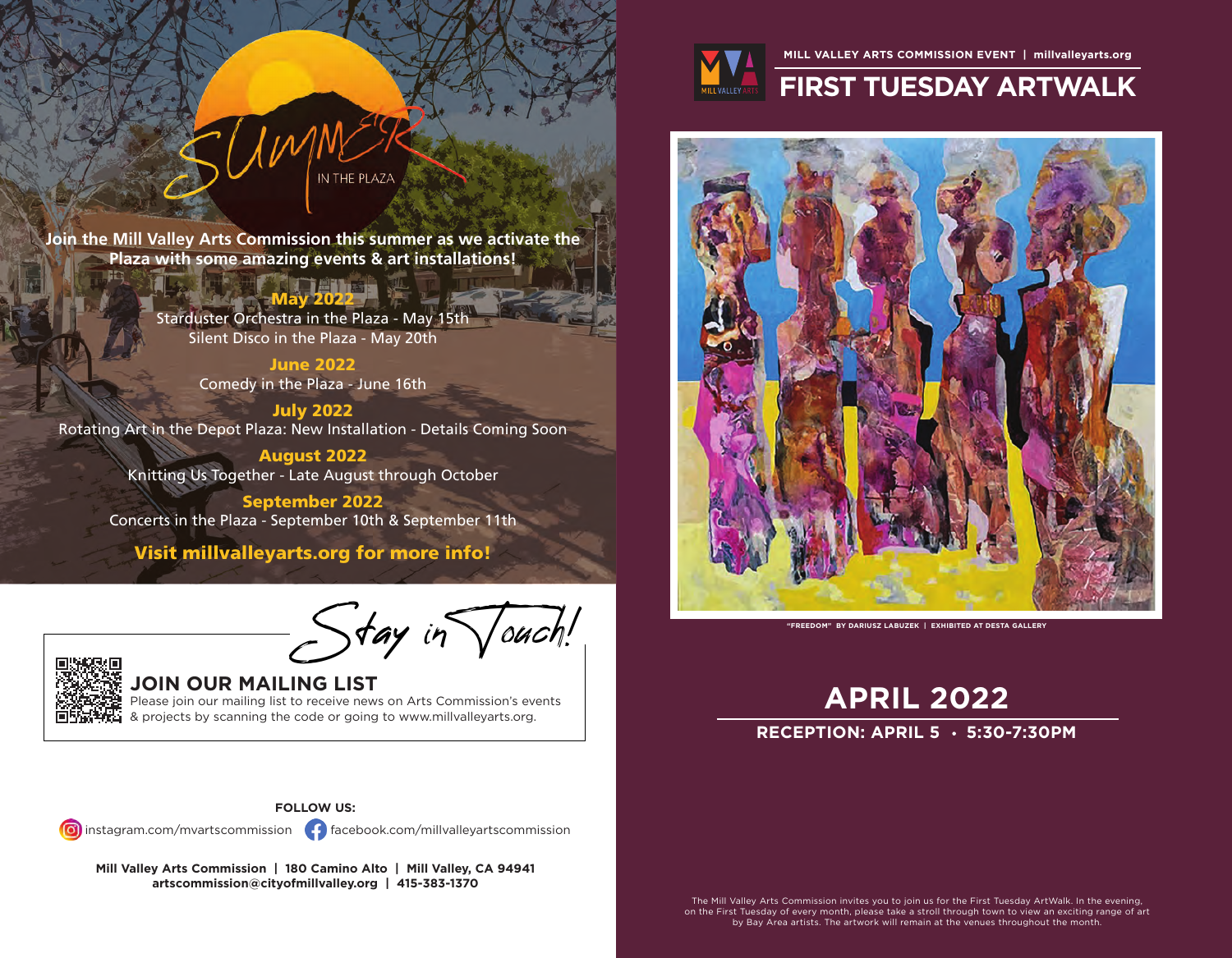# SUMMER IN THE PLAZA

**Join the Mill Valley Arts Commission this summer as we activate the Plaza with some amazing events & art installations!**

**May 2022**
Starduster Orchestra in the Plaza - May 15th
Silent Disco in the Plaza - May 20th

**June 2022**
Comedy in the Plaza - June 16th

**July 2022**
Rotating Art in the Depot Plaza: New Installation - Details Coming Soon

**August 2022**
Knitting Us Together - Late August through October

**September 2022**
Concerts in the Plaza - September 10th & September 11th

**Visit millvalleyarts.org for more info!**

## Stay in Touch!

### JOIN OUR MAILING LIST

Please join our mailing list to receive news on Arts Commission's events & projects by scanning the code or going to www.millvalleyarts.org.

**FOLLOW US:**

instagram.com/mvartscommission  facebook.com/millvalleyartscommission

**Mill Valley Arts Commission | 180 Camino Alto | Mill Valley, CA 94941**
**artscommission@cityofmillvalley.org | 415-383-1370**

MILL VALLEY ARTS

**MILL VALLEY ARTS COMMISSION EVENT | millvalleyarts.org**

# FIRST TUESDAY ARTWALK

"FREEDOM" BY DARIUSZ LABUZEK | EXHIBITED AT DESTA GALLERY

## APRIL 2022

**RECEPTION: APRIL 5 • 5:30-7:30PM**

The Mill Valley Arts Commission invites you to join us for the First Tuesday ArtWalk. In the evening, on the First Tuesday of every month, please take a stroll through town to view an exciting range of art by Bay Area artists. The artwork will remain at the venues throughout the month.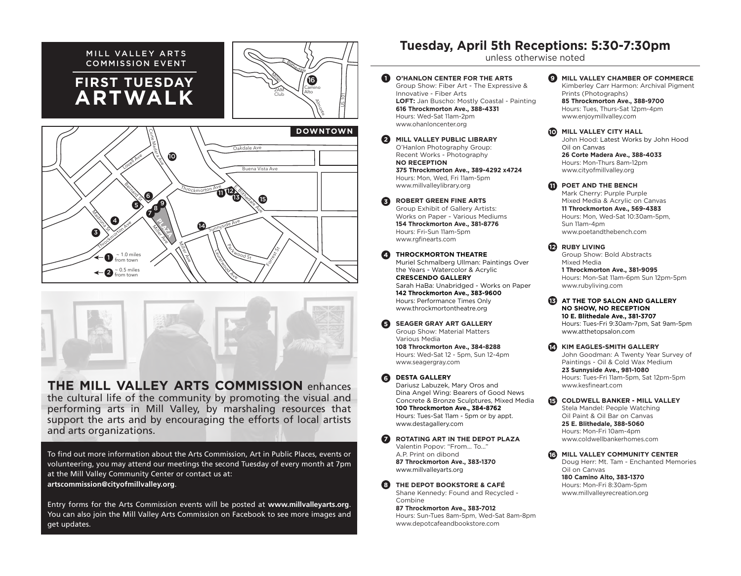MILL VALLEY ARTS COMMISSION EVENT

# FIRST TUESDAY ARTWALK

L Blithedale
Miller
16
Camino Alto
2AM Club
Almonte
US 101

DOWNTOWN

Corte Madera Ave
10
Oakdale Ave
Buena Vista Ave
Lovell Ave
Throckmorton Ave
11 12
13
E. Blithedale Ave
15
Bernard St
6
5
8 9
7
PLAZA
Miller Ave
4
Madrona St
3
Throckmorton Ave
14
Sunnyside Ave
Parkwood St
Forrest St
Laurelwood Ave
Miller Ave
1 ~ 1.0 miles from town
2 ~ 0.5 miles from town

**THE MILL VALLEY ARTS COMMISSION** enhances the cultural life of the community by promoting the visual and performing arts in Mill Valley, by marshaling resources that support the arts and by encouraging the efforts of local artists and arts organizations.

To find out more information about the Arts Commission, Art in Public Places, events or volunteering, you may attend our meetings the second Tuesday of every month at 7pm at the Mill Valley Community Center or contact us at: **artscommission@cityofmillvalley.org**.

Entry forms for the Arts Commission events will be posted at **www.millvalleyarts.org**. You can also join the Mill Valley Arts Commission on Facebook to see more images and get updates.

## Tuesday, April 5th Receptions: 5:30-7:30pm

unless otherwise noted

**1 O'HANLON CENTER FOR THE ARTS**
Group Show: Fiber Art - The Expressive & Innovative - Fiber Arts
**LOFT:** Jan Buscho: Mostly Coastal - Painting
**616 Throckmorton Ave., 388-4331**
Hours: Wed-Sat 11am-2pm
www.ohanloncenter.org

**2 MILL VALLEY PUBLIC LIBRARY**
O'Hanlon Photography Group: Recent Works - Photography
**NO RECEPTION**
**375 Throckmorton Ave., 389-4292 x4724**
Hours: Mon, Wed, Fri 11am-5pm
www.millvalleylibrary.org

**3 ROBERT GREEN FINE ARTS**
Group Exhibit of Gallery Artists: Works on Paper - Various Mediums
**154 Throckmorton Ave., 381-8776**
Hours: Fri-Sun 11am-5pm
www.rgfinearts.com

**4 THROCKMORTON THEATRE**
Muriel Schmalberg Ullman: Paintings Over the Years - Watercolor & Acrylic
**CRESCENDO GALLERY**
Sarah HaBa: Unabridged - Works on Paper
**142 Throckmorton Ave., 383-9600**
Hours: Performance Times Only
www.throckmortontheatre.org

**5 SEAGER GRAY ART GALLERY**
Group Show: Material Matters
Various Media
**108 Throckmorton Ave., 384-8288**
Hours: Wed-Sat 12 - 5pm, Sun 12-4pm
www.seagergray.com

**6 DESTA GALLERY**
Dariusz Labuzek, Mary Oros and Dina Angel Wing: Bearers of Good News
Concrete & Bronze Sculptures, Mixed Media
**100 Throckmorton Ave., 384-8762**
Hours: Tues-Sat 11am - 5pm or by appt.
www.destagallery.com

**7 ROTATING ART IN THE DEPOT PLAZA**
Valentin Popov: "From... To..."
A.P. Print on dibond
**87 Throckmorton Ave., 383-1370**
www.millvalleyarts.org

**8 THE DEPOT BOOKSTORE & CAFÉ**
Shane Kennedy: Found and Recycled - Combine
**87 Throckmorton Ave., 383-7012**
Hours: Sun-Tues 8am-5pm, Wed-Sat 8am-8pm
www.depotcafeandbookstore.com

**9 MILL VALLEY CHAMBER OF COMMERCE**
Kimberley Carr Harmon: Archival Pigment Prints (Photographs)
**85 Throckmorton Ave., 388-9700**
Hours: Tues, Thurs-Sat 12pm-4pm
www.enjoymillvalley.com

**10 MILL VALLEY CITY HALL**
John Hood: Latest Works by John Hood
Oil on Canvas
**26 Corte Madera Ave., 388-4033**
Hours: Mon-Thurs 8am-12pm
www.cityofmillvalley.org

**11 POET AND THE BENCH**
Mark Cherry: Purple Purple
Mixed Media & Acrylic on Canvas
**11 Throckmorton Ave., 569-4383**
Hours: Mon, Wed-Sat 10:30am-5pm, Sun 11am-4pm
www.poetandthebench.com

**12 RUBY LIVING**
Group Show: Bold Abstracts
Mixed Media
**1 Throckmorton Ave., 381-9095**
Hours: Mon-Sat 11am-6pm Sun 12pm-5pm
www.rubyliving.com

**13 AT THE TOP SALON AND GALLERY**
**NO SHOW, NO RECEPTION**
**10 E. Blithedale Ave., 381-3707**
Hours: Tues-Fri 9:30am-7pm, Sat 9am-5pm
www.atthetopsalon.com

**14 KIM EAGLES-SMITH GALLERY**
John Goodman: A Twenty Year Survey of Paintings - Oil & Cold Wax Medium
**23 Sunnyside Ave., 981-1080**
Hours: Tues-Fri 11am-5pm, Sat 12pm-5pm
www.kesfineart.com

**15 COLDWELL BANKER - MILL VALLEY**
Stela Mandel: People Watching
Oil Paint & Oil Bar on Canvas
**25 E. Blithedale, 388-5060**
Hours: Mon-Fri 10am-4pm
www.coldwellbankerhomes.com

**16 MILL VALLEY COMMUNITY CENTER**
Doug Herr: Mt. Tam - Enchanted Memories
Oil on Canvas
**180 Camino Alto, 383-1370**
Hours: Mon-Fri 8:30am-5pm
www.millvalleyrecreation.org